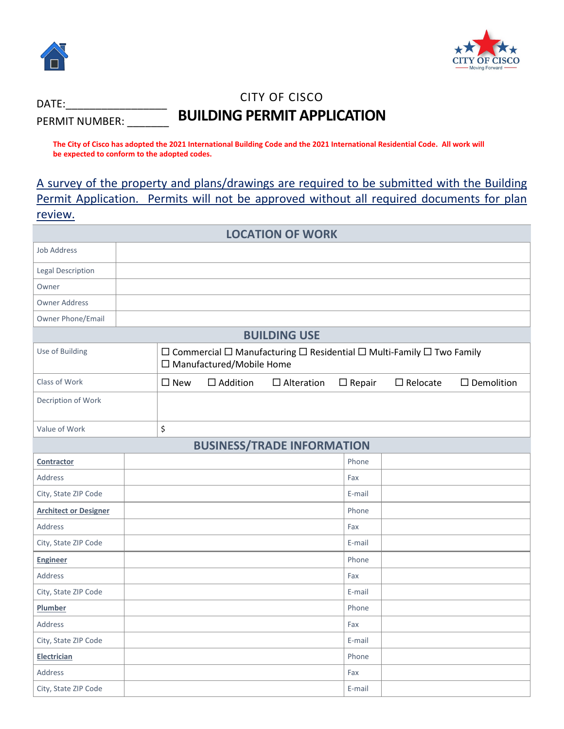DATE:_________________

PERMIT NUMBER: _______

CITY OF CISCO

# BUILDING PERMIT APPLICATION

**The City of Cisco has adopted the 2021 International Building Code and the 2021 International Residential Code. All work will be expected to conform to the adopted codes.**

A survey of the property and plans/drawings are required to be submitted with the Building Permit Application. Permits will not be approved without all required documents for plan review.

| LOCATION OF WORK | |
|---|---|
| Job Address | |
| Legal Description | |
| Owner | |
| Owner Address | |
| Owner Phone/Email | |

| BUILDING USE | |
|---|---|
| Use of Building | ☐ Commercial ☐ Manufacturing ☐ Residential ☐ Multi-Family ☐ Two Family ☐ Manufactured/Mobile Home |
| Class of Work | ☐ New ☐ Addition ☐ Alteration ☐ Repair ☐ Relocate ☐ Demolition |
| Decription of Work | |
| Value of Work | $ |

| BUSINESS/TRADE INFORMATION | | | |
|---|---|---|---|
| **Contractor** | | Phone | |
| Address | | Fax | |
| City, State ZIP Code | | E-mail | |
| **Architect or Designer** | | Phone | |
| Address | | Fax | |
| City, State ZIP Code | | E-mail | |
| **Engineer** | | Phone | |
| Address | | Fax | |
| City, State ZIP Code | | E-mail | |
| **Plumber** | | Phone | |
| Address | | Fax | |
| City, State ZIP Code | | E-mail | |
| **Electrician** | | Phone | |
| Address | | Fax | |
| City, State ZIP Code | | E-mail | |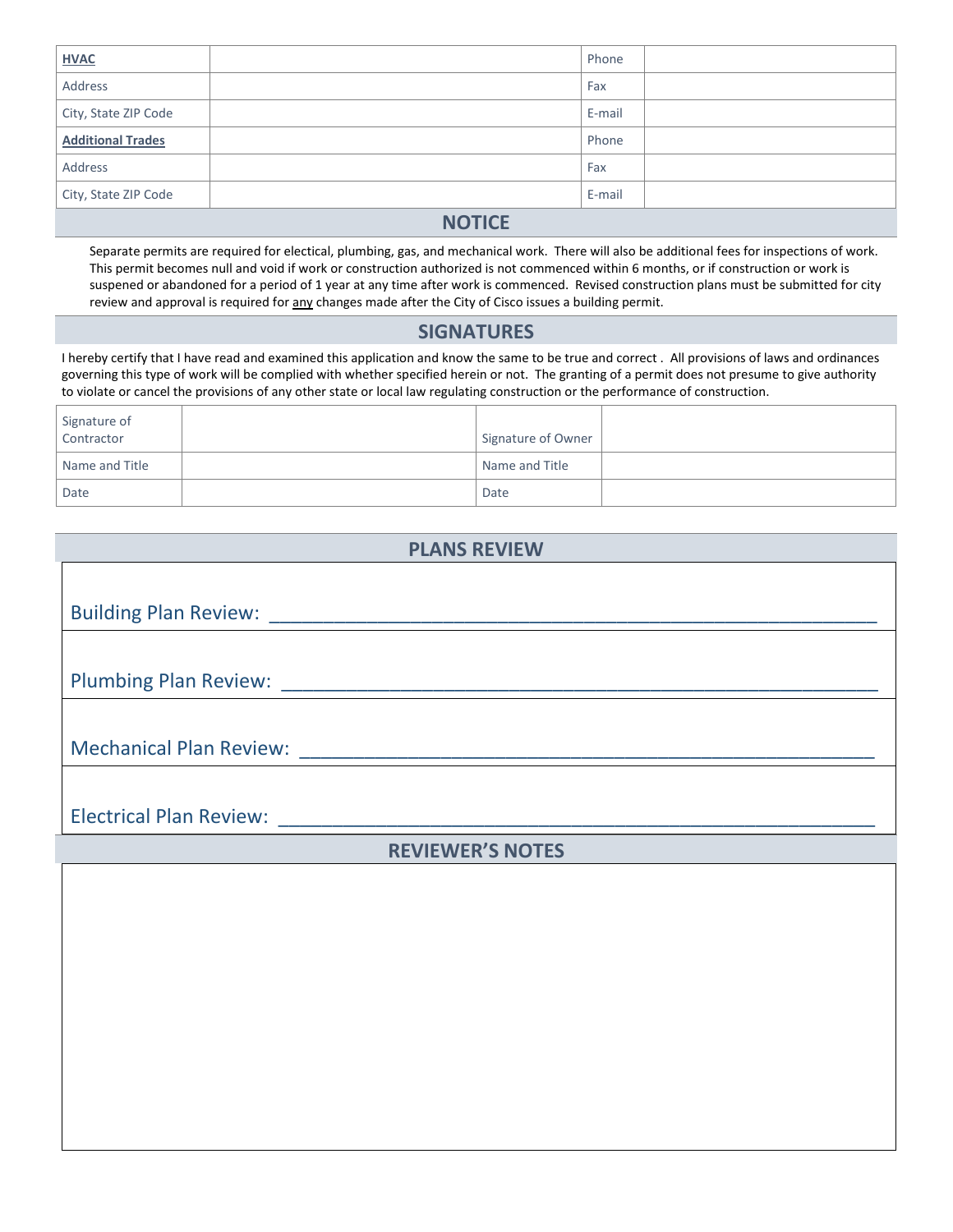| | | | |
|---|---|---|---|
| **HVAC** | | Phone | |
| Address | | Fax | |
| City, State ZIP Code | | E-mail | |
| **Additional Trades** | | Phone | |
| Address | | Fax | |
| City, State ZIP Code | | E-mail | |

## NOTICE

Separate permits are required for electical, plumbing, gas, and mechanical work. There will also be additional fees for inspections of work. This permit becomes null and void if work or construction authorized is not commenced within 6 months, or if construction or work is suspened or abandoned for a period of 1 year at any time after work is commenced. Revised construction plans must be submitted for city review and approval is required for any changes made after the City of Cisco issues a building permit.

## SIGNATURES

I hereby certify that I have read and examined this application and know the same to be true and correct . All provisions of laws and ordinances governing this type of work will be complied with whether specified herein or not. The granting of a permit does not presume to give authority to violate or cancel the provisions of any other state or local law regulating construction or the performance of construction.

| | | | |
|---|---|---|---|
| Signature of Contractor | | Signature of Owner | |
| Name and Title | | Name and Title | |
| Date | | Date | |

## PLANS REVIEW

Building Plan Review: ____________________________________________________________

Plumbing Plan Review: ____________________________________________________________

Mechanical Plan Review: ____________________________________________________________

Electrical Plan Review: ____________________________________________________________

## REVIEWER'S NOTES